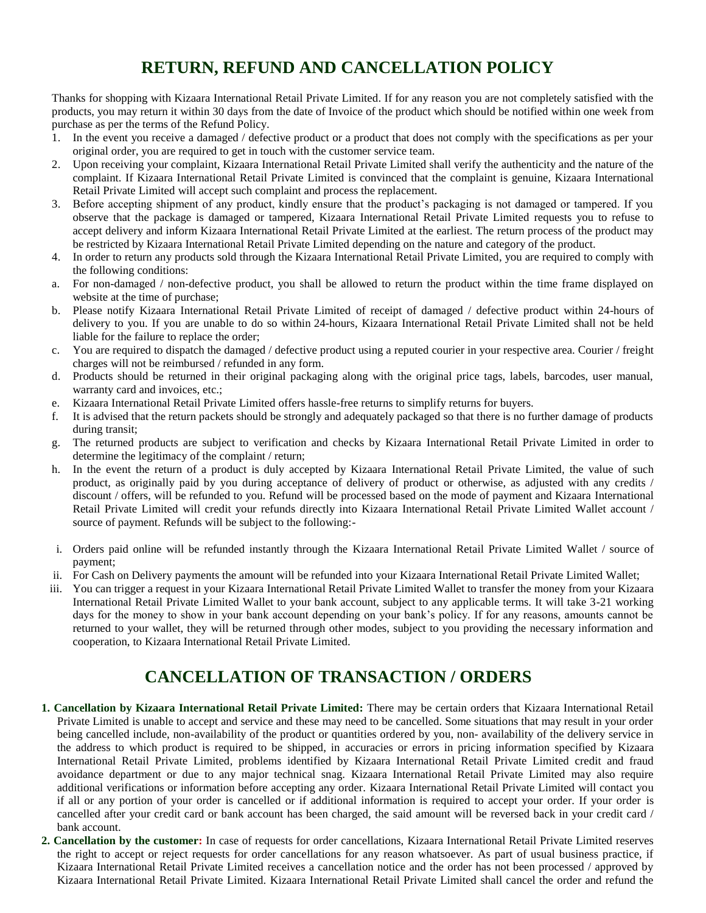# RETURN, REFUND AND CANCELLATION POLICY

Thanks for shopping with Kizaara International Retail Private Limited. If for any reason you are not completely satisfied with the products, you may return it within 30 days from the date of Invoice of the product which should be notified within one week from purchase as per the terms of the Refund Policy.

1. In the event you receive a damaged / defective product or a product that does not comply with the specifications as per your original order, you are required to get in touch with the customer service team.
2. Upon receiving your complaint, Kizaara International Retail Private Limited shall verify the authenticity and the nature of the complaint. If Kizaara International Retail Private Limited is convinced that the complaint is genuine, Kizaara International Retail Private Limited will accept such complaint and process the replacement.
3. Before accepting shipment of any product, kindly ensure that the product's packaging is not damaged or tampered. If you observe that the package is damaged or tampered, Kizaara International Retail Private Limited requests you to refuse to accept delivery and inform Kizaara International Retail Private Limited at the earliest. The return process of the product may be restricted by Kizaara International Retail Private Limited depending on the nature and category of the product.
4. In order to return any products sold through the Kizaara International Retail Private Limited, you are required to comply with the following conditions:

a. For non-damaged / non-defective product, you shall be allowed to return the product within the time frame displayed on website at the time of purchase;

b. Please notify Kizaara International Retail Private Limited of receipt of damaged / defective product within 24-hours of delivery to you. If you are unable to do so within 24-hours, Kizaara International Retail Private Limited shall not be held liable for the failure to replace the order;

c. You are required to dispatch the damaged / defective product using a reputed courier in your respective area. Courier / freight charges will not be reimbursed / refunded in any form.

d. Products should be returned in their original packaging along with the original price tags, labels, barcodes, user manual, warranty card and invoices, etc.;

e. Kizaara International Retail Private Limited offers hassle-free returns to simplify returns for buyers.

f. It is advised that the return packets should be strongly and adequately packaged so that there is no further damage of products during transit;

g. The returned products are subject to verification and checks by Kizaara International Retail Private Limited in order to determine the legitimacy of the complaint / return;

h. In the event the return of a product is duly accepted by Kizaara International Retail Private Limited, the value of such product, as originally paid by you during acceptance of delivery of product or otherwise, as adjusted with any credits / discount / offers, will be refunded to you. Refund will be processed based on the mode of payment and Kizaara International Retail Private Limited will credit your refunds directly into Kizaara International Retail Private Limited Wallet account / source of payment. Refunds will be subject to the following:-

i. Orders paid online will be refunded instantly through the Kizaara International Retail Private Limited Wallet / source of payment;

ii. For Cash on Delivery payments the amount will be refunded into your Kizaara International Retail Private Limited Wallet;

iii. You can trigger a request in your Kizaara International Retail Private Limited Wallet to transfer the money from your Kizaara International Retail Private Limited Wallet to your bank account, subject to any applicable terms. It will take 3-21 working days for the money to show in your bank account depending on your bank's policy. If for any reasons, amounts cannot be returned to your wallet, they will be returned through other modes, subject to you providing the necessary information and cooperation, to Kizaara International Retail Private Limited.

# CANCELLATION OF TRANSACTION / ORDERS

1. **Cancellation by Kizaara International Retail Private Limited:** There may be certain orders that Kizaara International Retail Private Limited is unable to accept and service and these may need to be cancelled. Some situations that may result in your order being cancelled include, non-availability of the product or quantities ordered by you, non- availability of the delivery service in the address to which product is required to be shipped, in accuracies or errors in pricing information specified by Kizaara International Retail Private Limited, problems identified by Kizaara International Retail Private Limited credit and fraud avoidance department or due to any major technical snag. Kizaara International Retail Private Limited may also require additional verifications or information before accepting any order. Kizaara International Retail Private Limited will contact you if all or any portion of your order is cancelled or if additional information is required to accept your order. If your order is cancelled after your credit card or bank account has been charged, the said amount will be reversed back in your credit card / bank account.
2. **Cancellation by the customer:** In case of requests for order cancellations, Kizaara International Retail Private Limited reserves the right to accept or reject requests for order cancellations for any reason whatsoever. As part of usual business practice, if Kizaara International Retail Private Limited receives a cancellation notice and the order has not been processed / approved by Kizaara International Retail Private Limited. Kizaara International Retail Private Limited shall cancel the order and refund the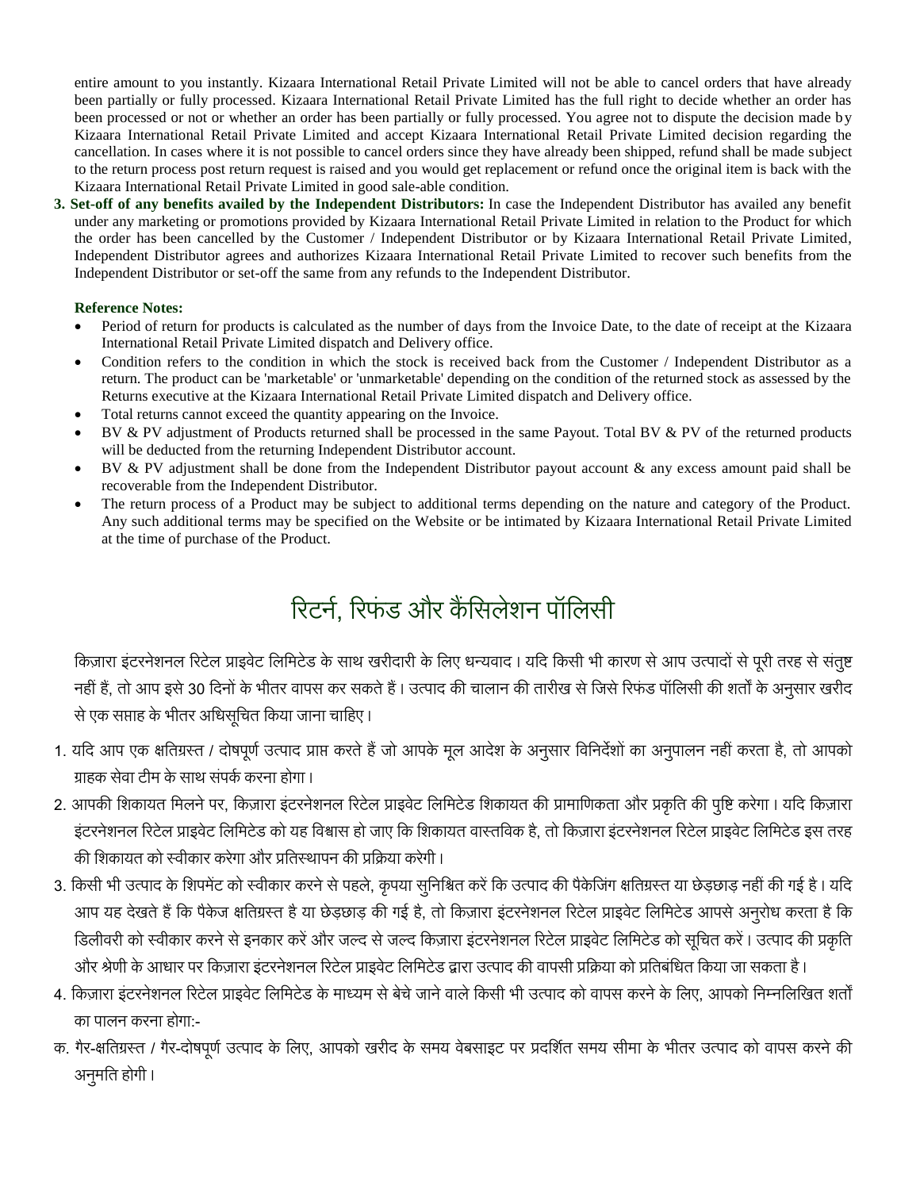entire amount to you instantly. Kizaara International Retail Private Limited will not be able to cancel orders that have already been partially or fully processed. Kizaara International Retail Private Limited has the full right to decide whether an order has been processed or not or whether an order has been partially or fully processed. You agree not to dispute the decision made by Kizaara International Retail Private Limited and accept Kizaara International Retail Private Limited decision regarding the cancellation. In cases where it is not possible to cancel orders since they have already been shipped, refund shall be made subject to the return process post return request is raised and you would get replacement or refund once the original item is back with the Kizaara International Retail Private Limited in good sale-able condition.

3. **Set-off of any benefits availed by the Independent Distributors:** In case the Independent Distributor has availed any benefit under any marketing or promotions provided by Kizaara International Retail Private Limited in relation to the Product for which the order has been cancelled by the Customer / Independent Distributor or by Kizaara International Retail Private Limited, Independent Distributor agrees and authorizes Kizaara International Retail Private Limited to recover such benefits from the Independent Distributor or set-off the same from any refunds to the Independent Distributor.

**Reference Notes:**

- Period of return for products is calculated as the number of days from the Invoice Date, to the date of receipt at the Kizaara International Retail Private Limited dispatch and Delivery office.
- Condition refers to the condition in which the stock is received back from the Customer / Independent Distributor as a return. The product can be 'marketable' or 'unmarketable' depending on the condition of the returned stock as assessed by the Returns executive at the Kizaara International Retail Private Limited dispatch and Delivery office.
- Total returns cannot exceed the quantity appearing on the Invoice.
- BV & PV adjustment of Products returned shall be processed in the same Payout. Total BV & PV of the returned products will be deducted from the returning Independent Distributor account.
- BV & PV adjustment shall be done from the Independent Distributor payout account & any excess amount paid shall be recoverable from the Independent Distributor.
- The return process of a Product may be subject to additional terms depending on the nature and category of the Product. Any such additional terms may be specified on the Website or be intimated by Kizaara International Retail Private Limited at the time of purchase of the Product.

# रिटर्न, रिफंड और कैंसिलेशन पॉलिसी

किज़ारा इंटरनेशनल रिटेल प्राइवेट लिमिटेड के साथ खरीदारी के लिए धन्यवाद। यदि किसी भी कारण से आप उत्पादों से पूरी तरह से संतुष्ट नहीं हैं, तो आप इसे 30 दिनों के भीतर वापस कर सकते हैं। उत्पाद की चालान की तारीख से जिसे रिफंड पॉलिसी की शर्तों के अनुसार खरीद से एक सप्ताह के भीतर अधिसूचित किया जाना चाहिए।

1. यदि आप एक क्षतिग्रस्त / दोषपूर्ण उत्पाद प्राप्त करते हैं जो आपके मूल आदेश के अनुसार विनिर्देशों का अनुपालन नहीं करता है, तो आपको ग्राहक सेवा टीम के साथ संपर्क करना होगा।
2. आपकी शिकायत मिलने पर, किज़ारा इंटरनेशनल रिटेल प्राइवेट लिमिटेड शिकायत की प्रामाणिकता और प्रकृति की पुष्टि करेगा। यदि किज़ारा इंटरनेशनल रिटेल प्राइवेट लिमिटेड को यह विश्वास हो जाए कि शिकायत वास्तविक है, तो किज़ारा इंटरनेशनल रिटेल प्राइवेट लिमिटेड इस तरह की शिकायत को स्वीकार करेगा और प्रतिस्थापन की प्रक्रिया करेगी।
3. किसी भी उत्पाद के शिपमेंट को स्वीकार करने से पहले, कृपया सुनिश्चित करें कि उत्पाद की पैकेजिंग क्षतिग्रस्त या छेड़छाड़ नहीं की गई है। यदि आप यह देखते हैं कि पैकेज क्षतिग्रस्त है या छेड़छाड़ की गई है, तो किज़ारा इंटरनेशनल रिटेल प्राइवेट लिमिटेड आपसे अनुरोध करता है कि डिलीवरी को स्वीकार करने से इनकार करें और जल्द से जल्द किज़ारा इंटरनेशनल रिटेल प्राइवेट लिमिटेड को सूचित करें। उत्पाद की प्रकृति और श्रेणी के आधार पर किज़ारा इंटरनेशनल रिटेल प्राइवेट लिमिटेड द्वारा उत्पाद की वापसी प्रक्रिया को प्रतिबंधित किया जा सकता है।
4. किज़ारा इंटरनेशनल रिटेल प्राइवेट लिमिटेड के माध्यम से बेचे जाने वाले किसी भी उत्पाद को वापस करने के लिए, आपको निम्नलिखित शर्तों का पालन करना होगा:-

क. गैर-क्षतिग्रस्त / गैर-दोषपूर्ण उत्पाद के लिए, आपको खरीद के समय वेबसाइट पर प्रदर्शित समय सीमा के भीतर उत्पाद को वापस करने की अनुमति होगी।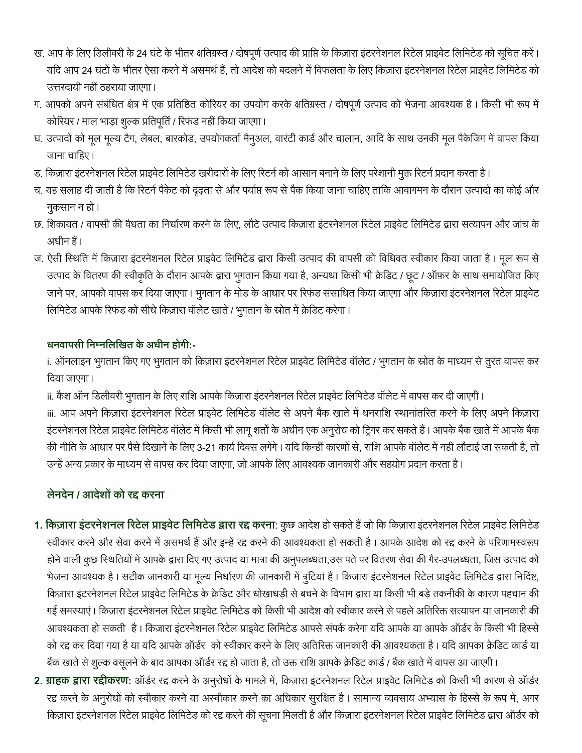ख. आप के लिए डिलीवरी के 24 घंटे के भीतर क्षतिग्रस्त / दोषपूर्ण उत्पाद की प्राप्ति के क़िज़ारा इंटरनेशनल रिटेल प्राइवेट लिमिटेड को सूचित करें। यदि आप 24 घंटों के भीतर ऐसा करने में असमर्थ हैं, तो आदेश को बदलने में विफलता के लिए क़िज़ारा इंटरनेशनल रिटेल प्राइवेट लिमिटेड को उत्तरदायी नहीं ठहराया जाएगा।

ग. आपको अपने संबंधित क्षेत्र में एक प्रतिष्ठित कोरियर का उपयोग करके क्षतिग्रस्त / दोषपूर्ण उत्पाद को भेजना आवश्यक है। किसी भी रूप में कोरियर / माल भाड़ा शुल्क प्रतिपूर्ति / रिफंड नहीं किया जाएगा।

घ. उत्पादों को मूल मूल्य टैग, लेबल, बारकोड, उपयोगकर्ता मैनुअल, वारंटी कार्ड और चालान, आदि के साथ उनकी मूल पैकेजिंग में वापस किया जाना चाहिए।

ड. क़िज़ारा इंटरनेशनल रिटेल प्राइवेट लिमिटेड खरीदारों के लिए रिटर्न को आसान बनाने के लिए परेशानी मुक्त रिटर्न प्रदान करता है।

च. यह सलाह दी जाती है कि रिटर्न पैकेट को दृढ़ता से और पर्याप्त रूप से पैक किया जाना चाहिए ताकि आवागमन के दौरान उत्पादों का कोई और नुकसान न हो।

छ. शिकायत / वापसी की वैधता का निर्धारण करने के लिए, लौटे उत्पाद क़िज़ारा इंटरनेशनल रिटेल प्राइवेट लिमिटेड द्वारा सत्यापन और जांच के अधीन हैं।

ज. ऐसी स्थिति में क़िज़ारा इंटरनेशनल रिटेल प्राइवेट लिमिटेड द्वारा किसी उत्पाद की वापसी को विधिवत स्वीकार किया जाता है। मूल रूप से उत्पाद के वितरण की स्वीकृति के दौरान आपके द्वारा भुगतान किया गया है, अन्यथा किसी भी क्रेडिट / छूट / ऑफ़र के साथ समायोजित किए जाने पर, आपको वापस कर दिया जाएगा। भुगतान के मोड के आधार पर रिफंड संसाधित किया जाएगा और क़िज़ारा इंटरनेशनल रिटेल प्राइवेट लिमिटेड आपके रिफंड को सीधे क़िज़ारा वॉलेट खाते / भुगतान के स्रोत में क्रेडिट करेगा।

**धनवापसी निम्नलिखित के अधीन होगी:-**

i. ऑनलाइन भुगतान किए गए भुगतान को क़िज़ारा इंटरनेशनल रिटेल प्राइवेट लिमिटेड वॉलेट / भुगतान के स्रोत के माध्यम से तुरंत वापस कर दिया जाएगा।

ii. कैश ऑन डिलीवरी भुगतान के लिए राशि आपके क़िज़ारा इंटरनेशनल रिटेल प्राइवेट लिमिटेड वॉलेट में वापस कर दी जाएगी।

iii. आप अपने क़िज़ारा इंटरनेशनल रिटेल प्राइवेट लिमिटेड वॉलेट से अपने बैंक खाते में धनराशि स्थानांतरित करने के लिए अपने क़िज़ारा इंटरनेशनल रिटेल प्राइवेट लिमिटेड वॉलेट में किसी भी लागू शर्तों के अधीन एक अनुरोध को ट्रिगर कर सकते हैं। आपके बैंक खाते में आपके बैंक की नीति के आधार पर पैसे दिखाने के लिए 3-21 कार्य दिवस लगेंगे। यदि किन्हीं कारणों से, राशि आपके वॉलेट में नहीं लौटाई जा सकती है, तो उन्हें अन्य प्रकार के माध्यम से वापस कर दिया जाएगा, जो आपके लिए आवश्यक जानकारी और सहयोग प्रदान करता है।

## लेनदेन / आदेशों को रद्द करना

1. **क़िज़ारा इंटरनेशनल रिटेल प्राइवेट लिमिटेड द्वारा रद्द करना**: कुछ आदेश हो सकते हैं जो कि क़िज़ारा इंटरनेशनल रिटेल प्राइवेट लिमिटेड स्वीकार करने और सेवा करने में असमर्थ हैं और इन्हें रद्द करने की आवश्यकता हो सकती है। आपके आदेश को रद्द करने के परिणामस्वरूप होने वाली कुछ स्थितियों में आपके द्वारा दिए गए उत्पाद या मात्रा की अनुपलब्धता,उस पते पर वितरण सेवा की गैर-उपलब्धता, जिस उत्पाद को भेजना आवश्यक है। सटीक जानकारी या मूल्य निर्धारण की जानकारी में त्रुटियां हैं। क़िज़ारा इंटरनेशनल रिटेल प्राइवेट लिमिटेड द्वारा निर्दिष्ट, क़िज़ारा इंटरनेशनल रिटेल प्राइवेट लिमिटेड के क्रेडिट और धोखाधड़ी से बचने के विभाग द्वारा या किसी भी बड़े तकनीकी के कारण पहचान की गई समस्याएं। क़िज़ारा इंटरनेशनल रिटेल प्राइवेट लिमिटेड को किसी भी आदेश को स्वीकार करने से पहले अतिरिक्त सत्यापन या जानकारी की आवश्यकता हो सकती है। क़िज़ारा इंटरनेशनल रिटेल प्राइवेट लिमिटेड आपसे संपर्क करेगा यदि आपके या आपके ऑर्डर के किसी भी हिस्से को रद्द कर दिया गया है या यदि आपके ऑर्डर को स्वीकार करने के लिए अतिरिक्त जानकारी की आवश्यकता है। यदि आपका क्रेडिट कार्ड या बैंक खाते से शुल्क वसूलने के बाद आपका ऑर्डर रद्द हो जाता है, तो उक्त राशि आपके क्रेडिट कार्ड / बैंक खाते में वापस आ जाएगी।
2. **ग्राहक द्वारा रद्दीकरण:** ऑर्डर रद्द करने के अनुरोधों के मामले में, क़िज़ारा इंटरनेशनल रिटेल प्राइवेट लिमिटेड को किसी भी कारण से ऑर्डर रद्द करने के अनुरोधों को स्वीकार करने या अस्वीकार करने का अधिकार सुरक्षित है। सामान्य व्यवसाय अभ्यास के हिस्से के रूप में, अगर क़िज़ारा इंटरनेशनल रिटेल प्राइवेट लिमिटेड को रद्द करने की सूचना मिलती है और क़िज़ारा इंटरनेशनल रिटेल प्राइवेट लिमिटेड द्वारा ऑर्डर को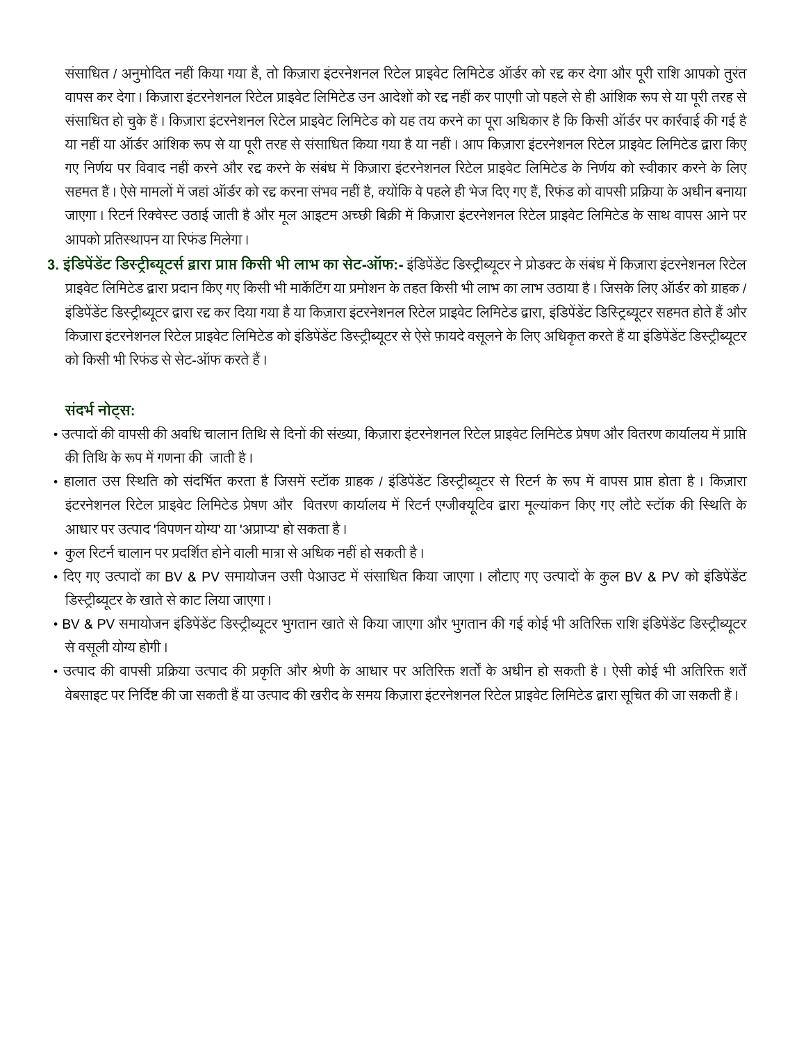संसाधित / अनुमोदित नहीं किया गया है, तो किज़ारा इंटरनेशनल रिटेल प्राइवेट लिमिटेड ऑर्डर को रद्द कर देगा और पूरी राशि आपको तुरंत वापस कर देगा। किज़ारा इंटरनेशनल रिटेल प्राइवेट लिमिटेड उन आदेशों को रद्द नहीं कर पाएगी जो पहले से ही आंशिक रूप से या पूरी तरह से संसाधित हो चुके हैं। किज़ारा इंटरनेशनल रिटेल प्राइवेट लिमिटेड को यह तय करने का पूरा अधिकार है कि किसी ऑर्डर पर कार्रवाई की गई है या नहीं या ऑर्डर आंशिक रूप से या पूरी तरह से संसाधित किया गया है या नहीं। आप किज़ारा इंटरनेशनल रिटेल प्राइवेट लिमिटेड द्वारा किए गए निर्णय पर विवाद नहीं करने और रद्द करने के संबंध में किज़ारा इंटरनेशनल रिटेल प्राइवेट लिमिटेड के निर्णय को स्वीकार करने के लिए सहमत हैं। ऐसे मामलों में जहां ऑर्डर को रद्द करना संभव नहीं है, क्योंकि वे पहले ही भेज दिए गए हैं, रिफंड को वापसी प्रक्रिया के अधीन बनाया जाएगा। रिटर्न रिक्वेस्ट उठाई जाती है और मूल आइटम अच्छी बिक्री में किज़ारा इंटरनेशनल रिटेल प्राइवेट लिमिटेड के साथ वापस आने पर आपको प्रतिस्थापन या रिफंड मिलेगा।

3. **इंडिपेंडेंट डिस्ट्रीब्यूटर्स द्वारा प्राप्त किसी भी लाभ का सेट-ऑफ:-** इंडिपेंडेंट डिस्ट्रीब्यूटर ने प्रोडक्ट के संबंध में किज़ारा इंटरनेशनल रिटेल प्राइवेट लिमिटेड द्वारा प्रदान किए गए किसी भी मार्केटिंग या प्रमोशन के तहत किसी भी लाभ का लाभ उठाया है। जिसके लिए ऑर्डर को ग्राहक / इंडिपेंडेंट डिस्ट्रीब्यूटर द्वारा रद्द कर दिया गया है या किज़ारा इंटरनेशनल रिटेल प्राइवेट लिमिटेड द्वारा, इंडिपेंडेंट डिस्ट्रिब्यूटर सहमत होते हैं और किज़ारा इंटरनेशनल रिटेल प्राइवेट लिमिटेड को इंडिपेंडेंट डिस्ट्रीब्यूटर से ऐसे फ़ायदे वसूलने के लिए अधिकृत करते हैं या इंडिपेंडेंट डिस्ट्रीब्यूटर को किसी भी रिफंड से सेट-ऑफ करते हैं।

**संदर्भ नोट्स:**

- उत्पादों की वापसी की अवधि चालान तिथि से दिनों की संख्या, किज़ारा इंटरनेशनल रिटेल प्राइवेट लिमिटेड प्रेषण और वितरण कार्यालय में प्राप्ति की तिथि के रूप में गणना की जाती है।
- हालात उस स्थिति को संदर्भित करता है जिसमें स्टॉक ग्राहक / इंडिपेंडेंट डिस्ट्रीब्यूटर से रिटर्न के रूप में वापस प्राप्त होता है। किज़ारा इंटरनेशनल रिटेल प्राइवेट लिमिटेड प्रेषण और वितरण कार्यालय में रिटर्न एग्जीक्यूटिव द्वारा मूल्यांकन किए गए लौटे स्टॉक की स्थिति के आधार पर उत्पाद 'विपणन योग्य' या 'अप्राप्य' हो सकता है।
- कुल रिटर्न चालान पर प्रदर्शित होने वाली मात्रा से अधिक नहीं हो सकती है।
- दिए गए उत्पादों का BV & PV समायोजन उसी पेआउट में संसाधित किया जाएगा। लौटाए गए उत्पादों के कुल BV & PV को इंडिपेंडेंट डिस्ट्रीब्यूटर के खाते से काट लिया जाएगा।
- BV & PV समायोजन इंडिपेंडेंट डिस्ट्रीब्यूटर भुगतान खाते से किया जाएगा और भुगतान की गई कोई भी अतिरिक्त राशि इंडिपेंडेंट डिस्ट्रीब्यूटर से वसूली योग्य होगी।
- उत्पाद की वापसी प्रक्रिया उत्पाद की प्रकृति और श्रेणी के आधार पर अतिरिक्त शर्तों के अधीन हो सकती है। ऐसी कोई भी अतिरिक्त शर्तें वेबसाइट पर निर्दिष्ट की जा सकती हैं या उत्पाद की खरीद के समय किज़ारा इंटरनेशनल रिटेल प्राइवेट लिमिटेड द्वारा सूचित की जा सकती हैं।